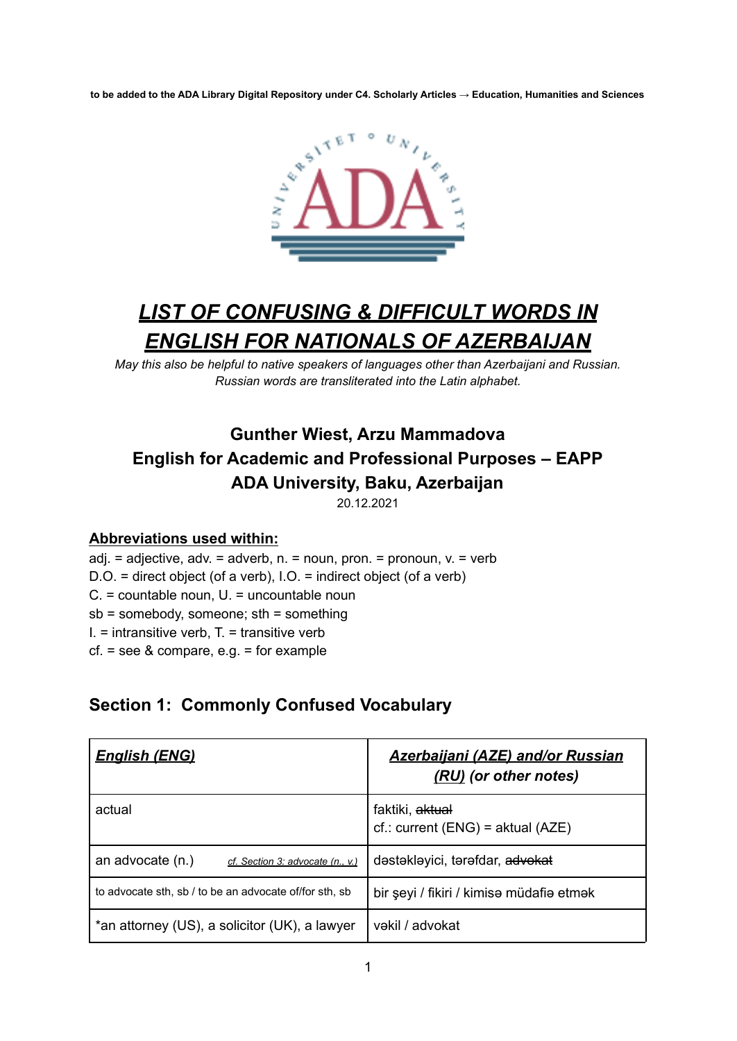**to be added to the ADA Library Digital Repository under C4. Scholarly Articles → Education, Humanities and Sciences**

# *LIST OF CONFUSING & DIFFICULT WORDS IN ENGLISH FOR NATIONALS OF AZERBAIJAN*

*May this also be helpful to native speakers of languages other than Azerbaijani and Russian. Russian words are transliterated into the Latin alphabet.*

**Gunther Wiest, Arzu Mammadova**
**English for Academic and Professional Purposes – EAPP**
**ADA University, Baku, Azerbaijan**
20.12.2021

**Abbreviations used within:**

adj. = adjective, adv. = adverb, n. = noun, pron. = pronoun, v. = verb
D.O. = direct object (of a verb), I.O. = indirect object (of a verb)
C. = countable noun, U. = uncountable noun
sb = somebody, someone; sth = something
I. = intransitive verb, T. = transitive verb
cf. = see & compare, e.g. = for example

## Section 1: Commonly Confused Vocabulary

| ***English (ENG)*** | ***Azerbaijani (AZE) and/or Russian (RU) (or other notes)*** |
|---|---|
| actual | faktiki, ~~aktual~~<br>cf.: current (ENG) = aktual (AZE) |
| an advocate (n.) *cf. Section 3: advocate (n., v.)* | dəstəkləyici, tərəfdar, ~~advokat~~ |
| to advocate sth, sb / to be an advocate of/for sth, sb | bir şeyi / fikiri / kimisə müdafiə etmək |
| *an attorney (US), a solicitor (UK), a lawyer | vəkil / advokat |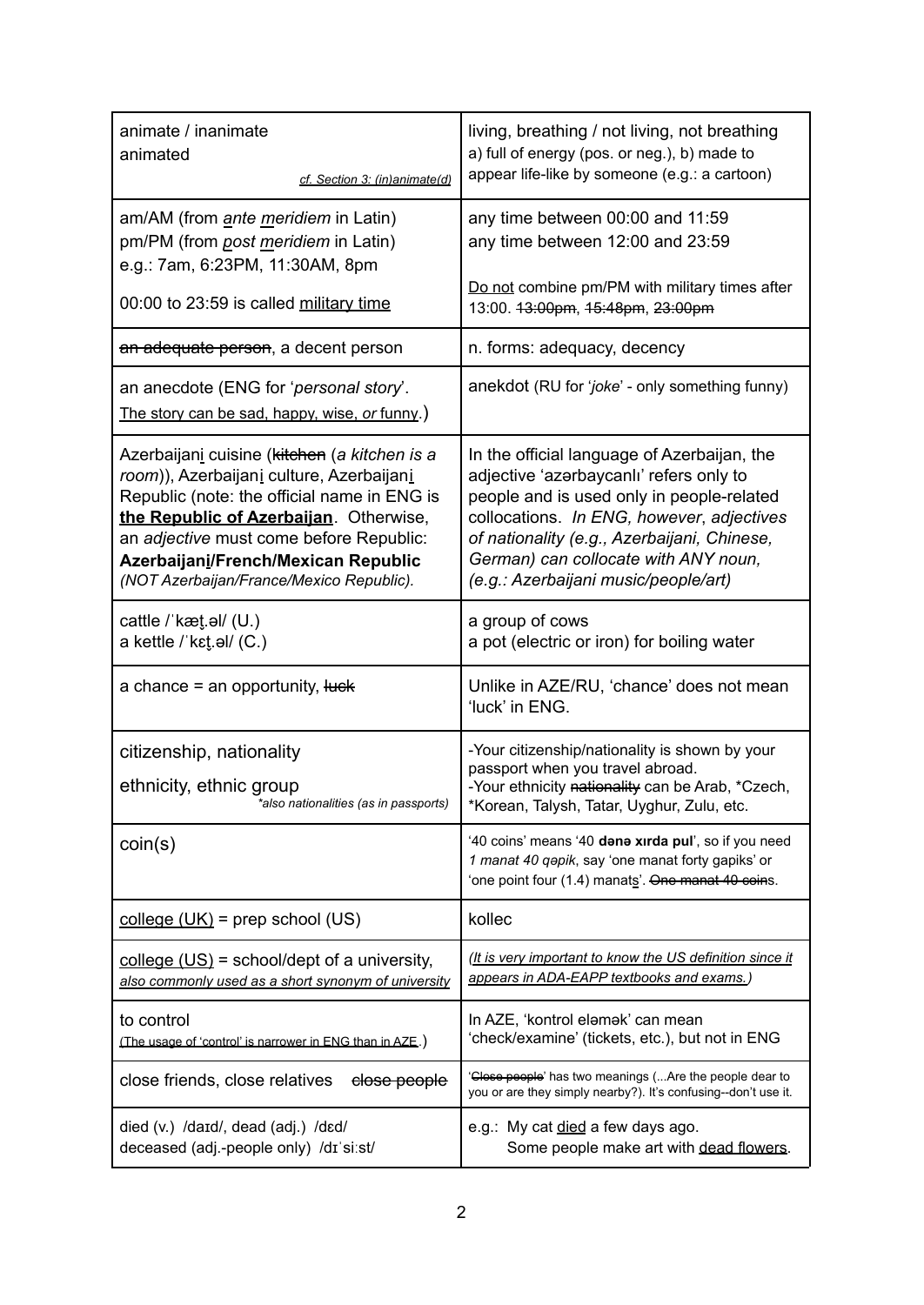| | |
|---|---|
| animate / inanimate<br>animated<br>*cf. Section 3: (in)animate(d)* | living, breathing / not living, not breathing<br>a) full of energy (pos. or neg.), b) made to appear life-like by someone (e.g.: a cartoon) |
| am/AM (from *ante meridiem* in Latin)<br>pm/PM (from *post meridiem* in Latin)<br>e.g.: 7am, 6:23PM, 11:30AM, 8pm<br><br>00:00 to 23:59 is called military time | any time between 00:00 and 11:59<br>any time between 12:00 and 23:59<br><br>Do not combine pm/PM with military times after 13:00. ~~13:00pm~~, ~~15:48pm~~, ~~23:00pm~~ |
| ~~an adequate person~~, a decent person | n. forms: adequacy, decency |
| an anecdote (ENG for '*personal story*'. The story can be sad, happy, wise, *or* funny.) | anekdot (RU for '*joke*' - only something funny) |
| Azerbaijani cuisine (~~kitchen~~ (*a kitchen is a room*)), Azerbaijani culture, Azerbaijani Republic (note: the official name in ENG is **the Republic of Azerbaijan**. Otherwise, an *adjective* must come before Republic: **Azerbaijani/French/Mexican Republic** *(NOT Azerbaijan/France/Mexico Republic).* | In the official language of Azerbaijan, the adjective 'azərbaycanlı' refers only to people and is used only in people-related collocations. *In ENG, however, adjectives of nationality (e.g., Azerbaijani, Chinese, German) can collocate with ANY noun, (e.g.: Azerbaijani music/people/art)* |
| cattle /ˈkæt̬.əl/ (U.)<br>a kettle /ˈkɛt̬.əl/ (C.) | a group of cows<br>a pot (electric or iron) for boiling water |
| a chance = an opportunity, ~~luck~~ | Unlike in AZE/RU, 'chance' does not mean 'luck' in ENG. |
| citizenship, nationality<br><br>ethnicity, ethnic group<br>*\*also nationalities (as in passports)* | -Your citizenship/nationality is shown by your passport when you travel abroad.<br>-Your ethnicity ~~nationality~~ can be Arab, \*Czech, \*Korean, Talysh, Tatar, Uyghur, Zulu, etc. |
| coin(s) | '40 coins' means '40 **dənə xırda pul**', so if you need *1 manat 40 qəpik*, say 'one manat forty gapiks' or 'one point four (1.4) manats'. ~~One manat 40 coins~~. |
| college (UK) = prep school (US) | kollec |
| college (US) = school/dept of a university, *also commonly used as a short synonym of university* | *(It is very important to know the US definition since it appears in ADA-EAPP textbooks and exams.)* |
| to control<br>(The usage of 'control' is narrower in ENG than in AZE.) | In AZE, 'kontrol eləmək' can mean 'check/examine' (tickets, etc.), but not in ENG |
| close friends, close relatives ~~close people~~ | '~~Close people~~' has two meanings (...Are the people dear to you or are they simply nearby?). It's confusing--don't use it. |
| died (v.) /daɪd/, dead (adj.) /dɛd/<br>deceased (adj.-people only) /dɪˈsiːst/ | e.g.: My cat died a few days ago.<br>Some people make art with dead flowers. |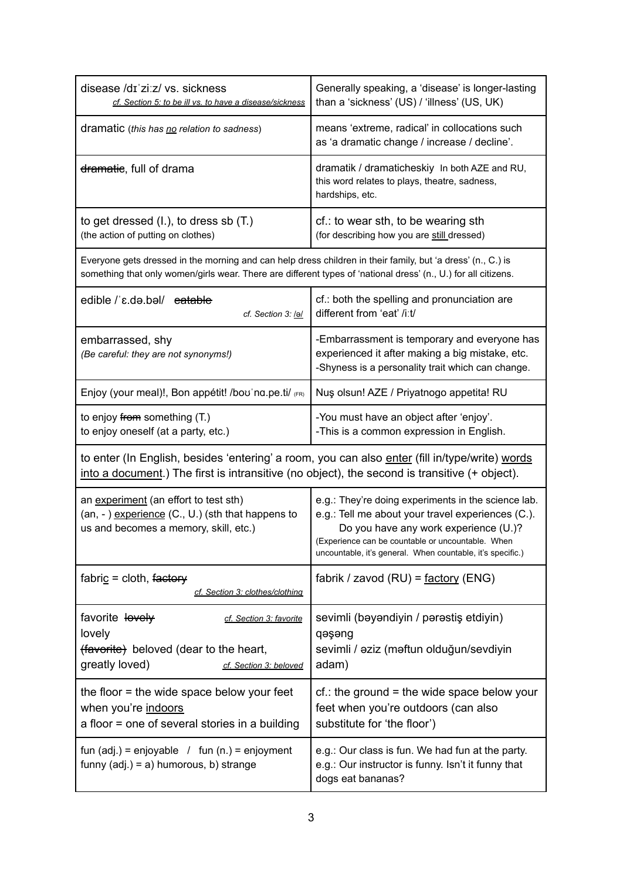| | |
|---|---|
| disease /dɪˈziːz/ vs. sickness<br>*cf. Section 5: to be ill vs. to have a disease/sickness* | Generally speaking, a 'disease' is longer-lasting than a 'sickness' (US) / 'illness' (US, UK) |
| dramatic (*this has no relation to sadness*) | means 'extreme, radical' in collocations such as 'a dramatic change / increase / decline'. |
| ~~dramatic~~, full of drama | dramatik / dramaticheskiy In both AZE and RU, this word relates to plays, theatre, sadness, hardships, etc. |
| to get dressed (I.), to dress sb (T.)<br>(the action of putting on clothes) | cf.: to wear sth, to be wearing sth<br>(for describing how you are still dressed) |
| Everyone gets dressed in the morning and can help dress children in their family, but 'a dress' (n., C.) is something that only women/girls wear. There are different types of 'national dress' (n., U.) for all citizens. | |
| edible /ˈɛ.də.bəl/ ~~eatable~~<br>*cf. Section 3: /ə/* | cf.: both the spelling and pronunciation are different from 'eat' /iːt/ |
| embarrassed, shy<br>*(Be careful: they are not synonyms!)* | -Embarrassment is temporary and everyone has experienced it after making a big mistake, etc.<br>-Shyness is a personality trait which can change. |
| Enjoy (your meal)!, Bon appétit! /boʊˈnɑ.pe.ti/ (FR) | Nuş olsun! AZE / Priyatnogo appetita! RU |
| to enjoy ~~from~~ something (T.)<br>to enjoy oneself (at a party, etc.) | -You must have an object after 'enjoy'.<br>-This is a common expression in English. |
| to enter (In English, besides 'entering' a room, you can also enter (fill in/type/write) words into a document.) The first is intransitive (no object), the second is transitive (+ object). | |
| an experiment (an effort to test sth)<br>(an, - ) experience (C., U.) (sth that happens to us and becomes a memory, skill, etc.) | e.g.: They're doing experiments in the science lab.<br>e.g.: Tell me about your travel experiences (C.).<br>Do you have any work experience (U.)?<br>(Experience can be countable or uncountable. When uncountable, it's general. When countable, it's specific.) |
| fabric = cloth, ~~factory~~<br>*cf. Section 3: clothes/clothing* | fabrik / zavod (RU) = factory (ENG) |
| favorite ~~lovely~~ *cf. Section 3: favorite*<br>lovely<br>~~(favorite)~~ beloved (dear to the heart, greatly loved) *cf. Section 3: beloved* | sevimli (bəyəndiyin / pərəstiş etdiyin)<br>qəşəng<br>sevimli / əziz (məftun olduğun/sevdiyin adam) |
| the floor = the wide space below your feet when you're indoors<br>a floor = one of several stories in a building | cf.: the ground = the wide space below your feet when you're outdoors (can also substitute for 'the floor') |
| fun (adj.) = enjoyable / fun (n.) = enjoyment<br>funny (adj.) = a) humorous, b) strange | e.g.: Our class is fun. We had fun at the party.<br>e.g.: Our instructor is funny. Isn't it funny that dogs eat bananas? |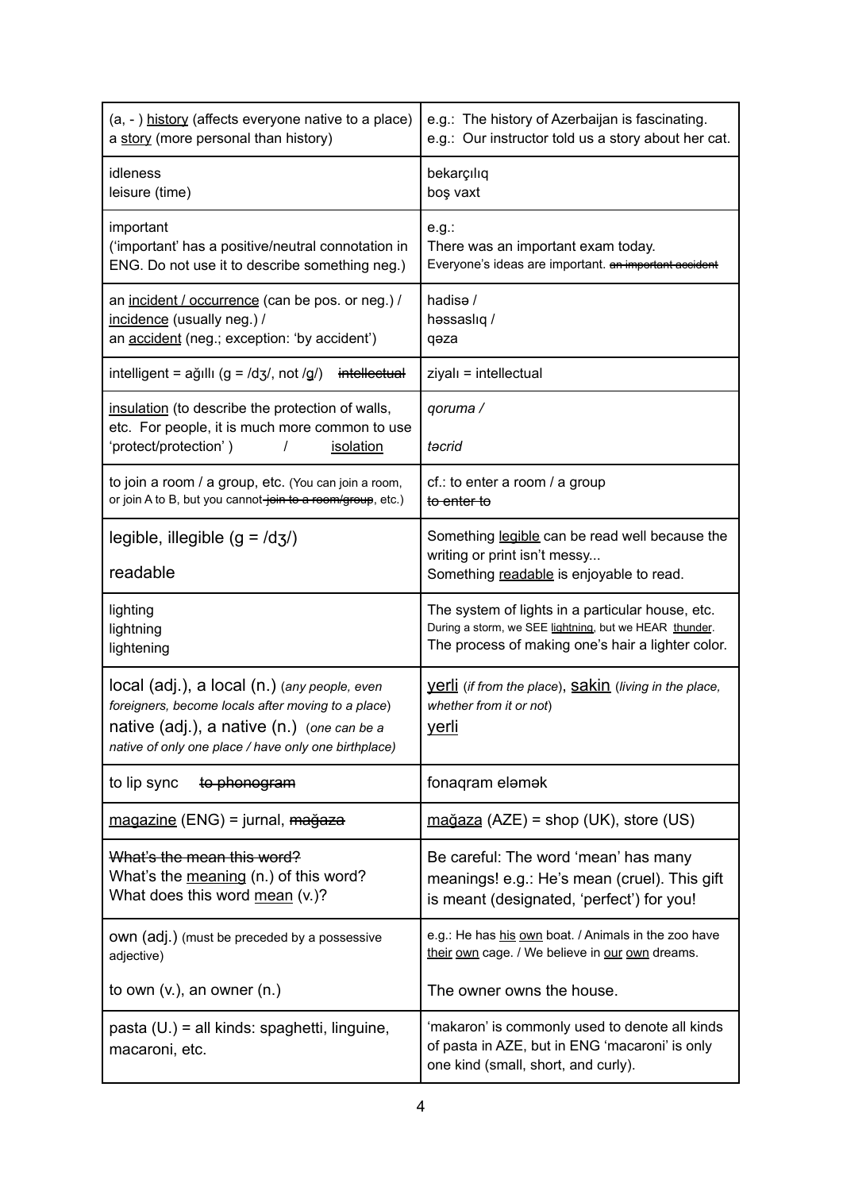| | |
|---|---|
| (a, - ) <u>history</u> (affects everyone native to a place)<br>a <u>story</u> (more personal than history) | e.g.: The history of Azerbaijan is fascinating.<br>e.g.: Our instructor told us a story about her cat. |
| idleness<br>leisure (time) | bekarçılıq<br>boş vaxt |
| important<br>('important' has a positive/neutral connotation in ENG. Do not use it to describe something neg.) | e.g.:<br>There was an important exam today.<br>Everyone's ideas are important. ~~an important accident~~ |
| an <u>incident / occurrence</u> (can be pos. or neg.) /<br><u>incidence</u> (usually neg.) /<br>an <u>accident</u> (neg.; exception: 'by accident') | hadisə /<br>həssaslıq /<br>qəza |
| intelligent = ağıllı (g = /dʒ/, not /g/) ~~intellectual~~ | ziyalı = intellectual |
| <u>insulation</u> (to describe the protection of walls, etc. For people, it is much more common to use 'protect/protection' ) / <u>isolation</u> | *qoruma /*<br><br>*təcrid* |
| to join a room / a group, etc. (You can join a room, or join A to B, but you cannot ~~join to a room/group~~, etc.) | cf.: to enter a room / a group<br>~~to enter to~~ |
| legible, illegible (g = /dʒ/)<br><br>readable | Something <u>legible</u> can be read well because the writing or print isn't messy...<br>Something <u>readable</u> is enjoyable to read. |
| lighting<br>lightning<br>lightening | The system of lights in a particular house, etc.<br>During a storm, we SEE <u>lightning</u>, but we HEAR <u>thunder</u>.<br>The process of making one's hair a lighter color. |
| local (adj.), a local (n.) (*any people, even foreigners, become locals after moving to a place*)<br>native (adj.), a native (n.) (*one can be a native of only one place / have only one birthplace*) | <u>yerli</u> (*if from the place*), <u>sakin</u> (*living in the place, whether from it or not*)<br><u>yerli</u> |
| to lip sync ~~to phonogram~~ | fonaqram eləmək |
| <u>magazine</u> (ENG) = jurnal, ~~mağaza~~ | <u>mağaza</u> (AZE) = shop (UK), store (US) |
| ~~What's the mean this word?~~<br>What's the <u>meaning</u> (n.) of this word?<br>What does this word <u>mean</u> (v.)? | Be careful: The word 'mean' has many meanings! e.g.: He's mean (cruel). This gift is meant (designated, 'perfect') for you! |
| own (adj.) (must be preceded by a possessive adjective)<br><br>to own (v.), an owner (n.) | e.g.: He has <u>his</u> <u>own</u> boat. / Animals in the zoo have <u>their</u> <u>own</u> cage. / We believe in <u>our</u> <u>own</u> dreams.<br><br>The owner owns the house. |
| pasta (U.) = all kinds: spaghetti, linguine, macaroni, etc. | 'makaron' is commonly used to denote all kinds of pasta in AZE, but in ENG 'macaroni' is only one kind (small, short, and curly). |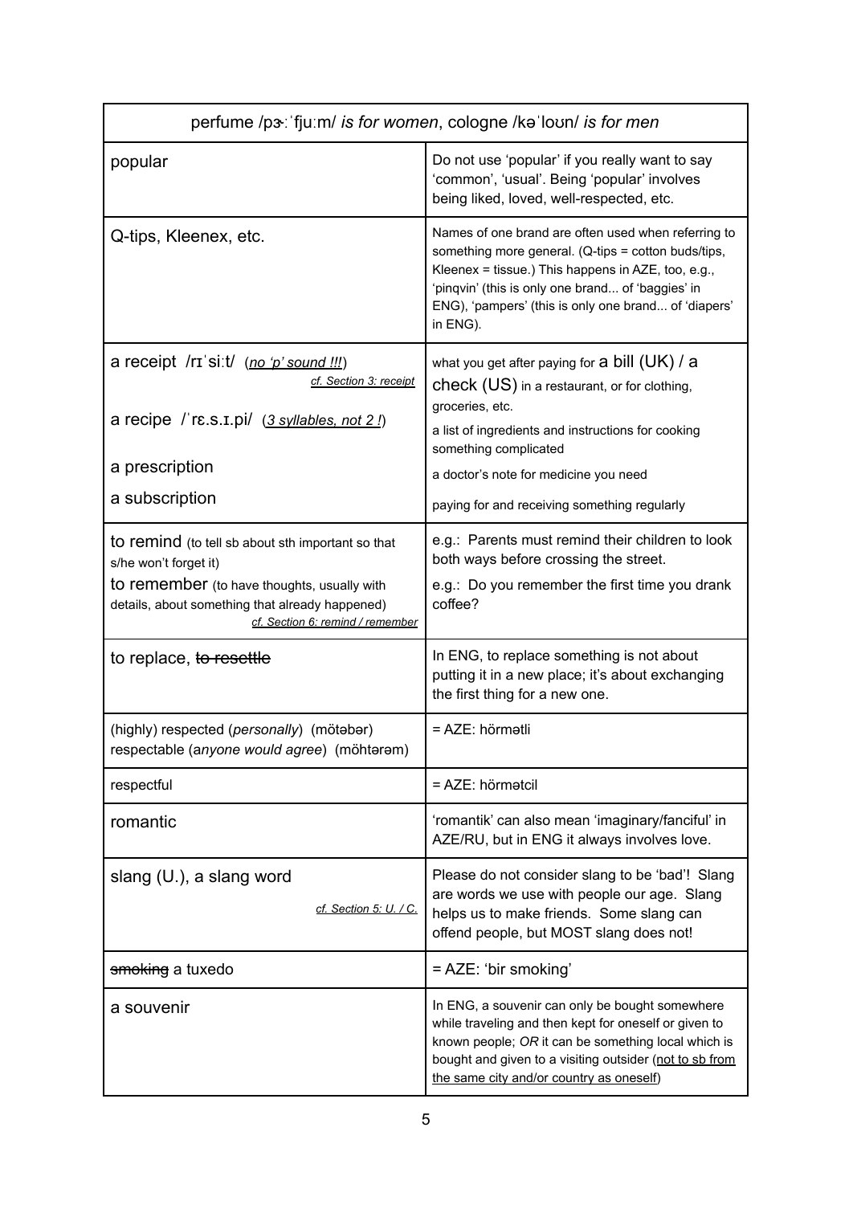| perfume /pɝːˈfjuːm/ *is for women*, cologne /kəˈloʊn/ *is for men* | |
|---|---|
| popular | Do not use 'popular' if you really want to say 'common', 'usual'. Being 'popular' involves being liked, loved, well-respected, etc. |
| Q-tips, Kleenex, etc. | Names of one brand are often used when referring to something more general. (Q-tips = cotton buds/tips, Kleenex = tissue.) This happens in AZE, too, e.g., 'pinqvin' (this is only one brand... of 'baggies' in ENG), 'pampers' (this is only one brand... of 'diapers' in ENG). |
| a receipt /rɪˈsiːt/ (*no 'p' sound !!!*) *cf. Section 3: receipt*<br><br>a recipe /ˈrɛ.s.ɪ.pi/ (*3 syllables, not 2 !*)<br><br>a prescription<br><br>a subscription | what you get after paying for a bill (UK) / a check (US) in a restaurant, or for clothing, groceries, etc.<br><br>a list of ingredients and instructions for cooking something complicated<br><br>a doctor's note for medicine you need<br><br>paying for and receiving something regularly |
| to remind (to tell sb about sth important so that s/he won't forget it)<br><br>to remember (to have thoughts, usually with details, about something that already happened) *cf. Section 6: remind / remember* | e.g.: Parents must remind their children to look both ways before crossing the street.<br><br>e.g.: Do you remember the first time you drank coffee? |
| to replace, ~~to resettle~~ | In ENG, to replace something is not about putting it in a new place; it's about exchanging the first thing for a new one. |
| (highly) respected (*personally*) (mötəbər)<br>respectable (*anyone would agree*) (möhtərəm) | = AZE: hörmətli |
| respectful | = AZE: hörmətcil |
| romantic | 'romantik' can also mean 'imaginary/fanciful' in AZE/RU, but in ENG it always involves love. |
| slang (U.), a slang word *cf. Section 5: U. / C.* | Please do not consider slang to be 'bad'! Slang are words we use with people our age. Slang helps us to make friends. Some slang can offend people, but MOST slang does not! |
| ~~smoking~~ a tuxedo | = AZE: 'bir smoking' |
| a souvenir | In ENG, a souvenir can only be bought somewhere while traveling and then kept for oneself or given to known people; *OR* it can be something local which is bought and given to a visiting outsider (not to sb from the same city and/or country as oneself) |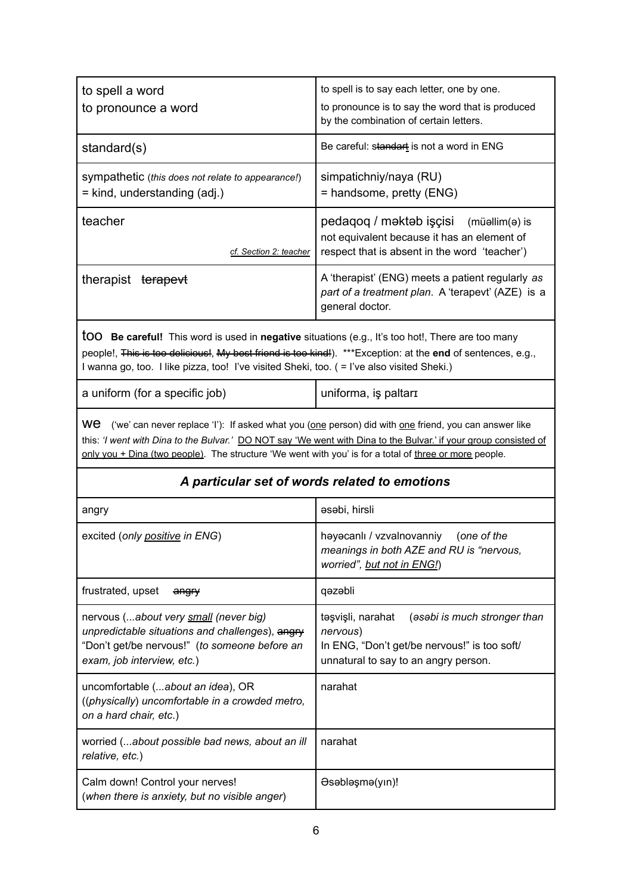| | |
|---|---|
| to spell a word<br>to pronounce a word | to spell is to say each letter, one by one.<br>to pronounce is to say the word that is produced by the combination of certain letters. |
| standard(s) | Be careful: ~~standart~~ is not a word in ENG |
| sympathetic (*this does not relate to appearance!*)<br>= kind, understanding (adj.) | simpatichniy/naya (RU)<br>= handsome, pretty (ENG) |
| teacher<br>*cf. Section 2: teacher* | pedaqoq / məktəb işçisi (müəllim(ə) is not equivalent because it has an element of respect that is absent in the word 'teacher') |
| therapist ~~terapevt~~ | A 'therapist' (ENG) meets a patient regularly *as part of a treatment plan*. A 'terapevt' (AZE) is a general doctor. |

too **Be careful!** This word is used in **negative** situations (e.g., It's too hot!, There are too many people!, ~~This is too delicious!~~, ~~My best friend is too kind!~~). ***Exception: at the **end** of sentences, e.g., I wanna go, too. I like pizza, too! I've visited Sheki, too. ( = I've also visited Sheki.)

| | |
|---|---|
| a uniform (for a specific job) | uniforma, iş paltarı |

we ('we' can never replace 'I'): If asked what you (one person) did with one friend, you can answer like this: *'I went with Dina to the Bulvar.'* DO NOT say 'We went with Dina to the Bulvar.' if your group consisted of only you + Dina (two people). The structure 'We went with you' is for a total of three or more people.

***A particular set of words related to emotions***

| | |
|---|---|
| angry | əsəbi, hirsli |
| excited (*only positive in ENG*) | həyəcanlı / vzvalnovanniy (*one of the meanings in both AZE and RU is "nervous, worried", but not in ENG!*) |
| frustrated, upset ~~angry~~ | qəzəbli |
| nervous (*...about very small (never big) unpredictable situations and challenges*), ~~angry~~<br>"Don't get/be nervous!" (*to someone before an exam, job interview, etc.*) | təşvişli, narahat (*əsəbi is much stronger than nervous*)<br>In ENG, "Don't get/be nervous!" is too soft/ unnatural to say to an angry person. |
| uncomfortable (*...about an idea*), OR ((*physically*) *uncomfortable in a crowded metro, on a hard chair, etc.*) | narahat |
| worried (*...about possible bad news, about an ill relative, etc.*) | narahat |
| Calm down! Control your nerves!<br>(*when there is anxiety, but no visible anger*) | Əsəbləşmə(yın)! |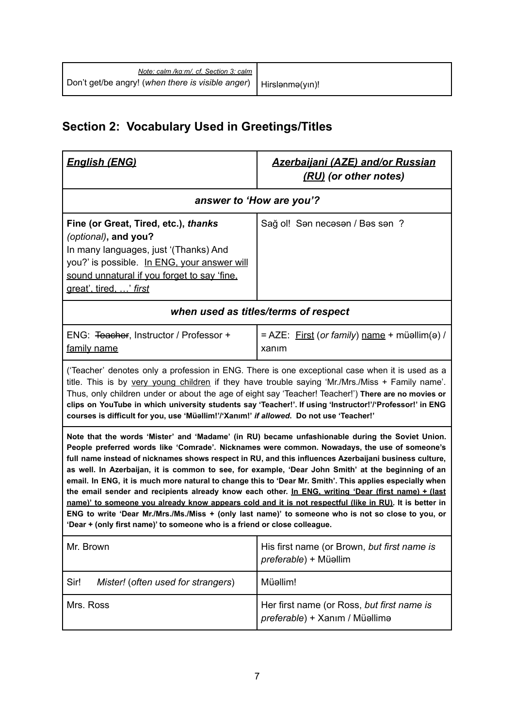| *Note: calm /kɑːm/. cf. Section 3: calm* Don't get/be angry! (*when there is visible anger*) | Hirslənmə(yın)! |
|---|---|

## Section 2: Vocabulary Used in Greetings/Titles

| ***English (ENG)*** | ***Azerbaijani (AZE) and/or Russian (RU) (or other notes)*** |
|---|---|
| ***answer to 'How are you'?*** | |
| **Fine (or Great, Tired, etc.),** ***thanks*** *(optional)*, **and you?** In many languages, just '(Thanks) And you?' is possible. In ENG, your answer will sound unnatural if you forget to say 'fine, great', tired, …' *first* | Sağ ol! Sən necəsən / Bəs sən ? |
| ***when used as titles/terms of respect*** | |
| ENG: ~~Teacher~~, Instructor / Professor + family name | = AZE: First (*or family*) name + müəllim(ə) / xanım |
| ('Teacher' denotes only a profession in ENG. There is one exceptional case when it is used as a title. This is by very young children if they have trouble saying 'Mr./Mrs./Miss + Family name'. Thus, only children under or about the age of eight say 'Teacher! Teacher!') **There are no movies or clips on YouTube in which university students say 'Teacher!'. If using 'Instructor!'/'Professor!' in ENG courses is difficult for you, use 'Müəllim!'/'Xanım!'** ***if allowed*****. Do not use 'Teacher!'** | |
| **Note that the words 'Mister' and 'Madame' (in RU) became unfashionable during the Soviet Union. People preferred words like 'Comrade'. Nicknames were common. Nowadays, the use of someone's full name instead of nicknames shows respect in RU, and this influences Azerbaijani business culture, as well. In Azerbaijan, it is common to see, for example, 'Dear John Smith' at the beginning of an email. In ENG, it is much more natural to change this to 'Dear Mr. Smith'. This applies especially when the email sender and recipients already know each other. In ENG, writing 'Dear (first name) + (last name)' to someone you already know appears cold and it is not respectful (like in RU). It is better in ENG to write 'Dear Mr./Mrs./Ms./Miss + (only last name)' to someone who is not so close to you, or 'Dear + (only first name)' to someone who is a friend or close colleague.** | |
| Mr. Brown | His first name (or Brown, *but first name is preferable*) + Müəllim |
| Sir! *Mister!* (*often used for strangers*) | Müəllim! |
| Mrs. Ross | Her first name (or Ross, *but first name is preferable*) + Xanım / Müəllimə |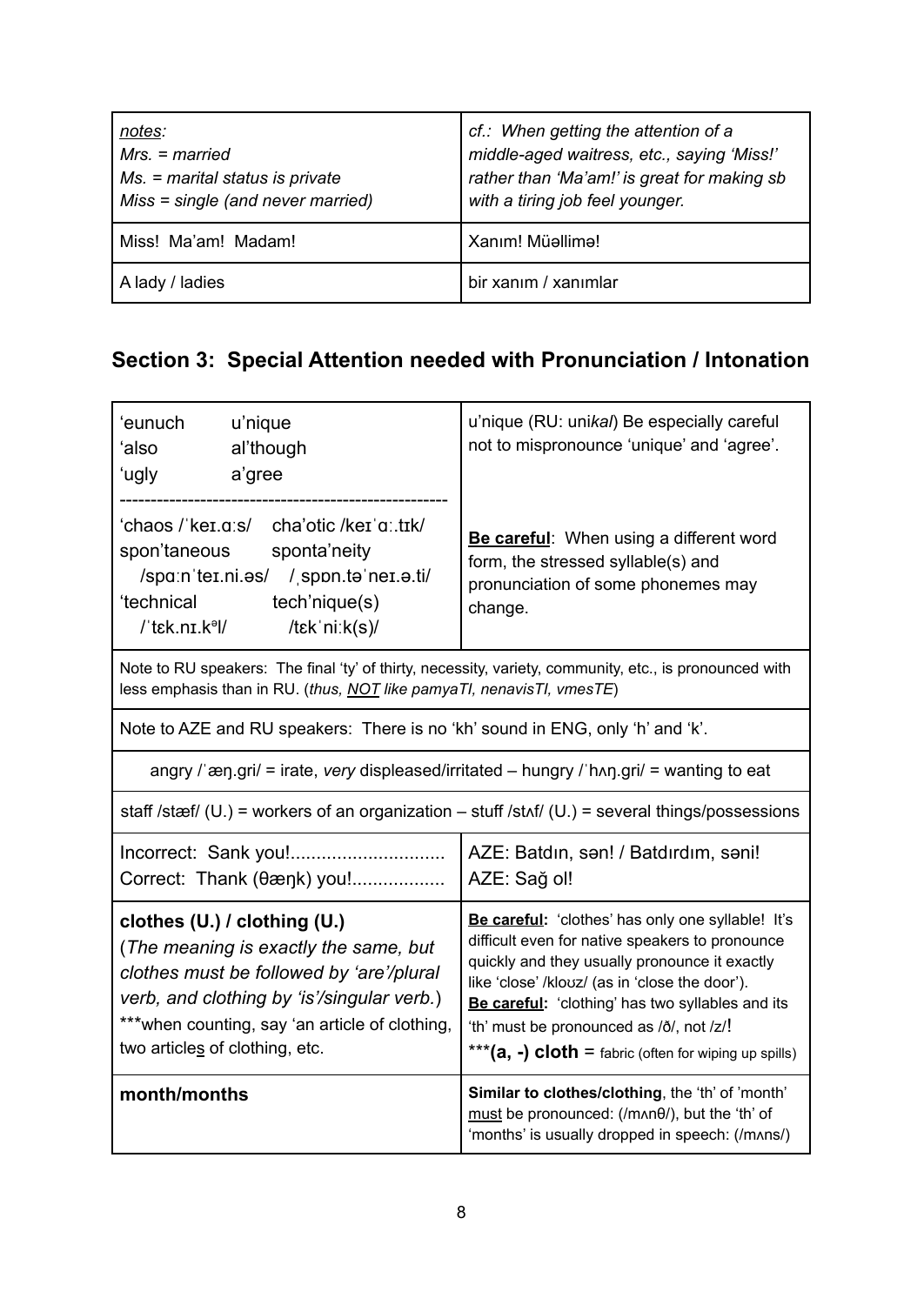| *notes:*<br>*Mrs. = married*<br>*Ms. = marital status is private*<br>*Miss = single (and never married)* | *cf.: When getting the attention of a middle-aged waitress, etc., saying 'Miss!' rather than 'Ma'am!' is great for making sb with a tiring job feel younger.* |
|---|---|
| Miss! Ma'am! Madam! | Xanım! Müəllimə! |
| A lady / ladies | bir xanım / xanımlar |

## Section 3: Special Attention needed with Pronunciation / Intonation

| 'eunuch u'nique<br>'also al'though<br>'ugly a'gree<br>----------------------------------------------------<br>'chaos /ˈkeɪ.ɑːs/ cha'otic /keɪˈɑː.tɪk/<br>spon'taneous sponta'neity<br>/spɑːnˈteɪ.ni.əs/ /ˌspɒn.təˈneɪ.ə.ti/<br>'technical tech'nique(s)<br>/ˈtɛk.nɪ.kᵊl/ /tɛkˈniːk(s)/ | u'nique (RU: uni*kal*) Be especially careful not to mispronounce 'unique' and 'agree'.<br><br>**<u>Be careful</u>**: When using a different word form, the stressed syllable(s) and pronunciation of some phonemes may change. |
|---|---|
| Note to RU speakers: The final 'ty' of thirty, necessity, variety, community, etc., is pronounced with less emphasis than in RU. (*thus, <u>NOT</u> like pamyaTI, nenavisTI, vmesTE*) | |
| Note to AZE and RU speakers: There is no 'kh' sound in ENG, only 'h' and 'k'. | |
| angry /ˈæŋ.gri/ = irate, *very* displeased/irritated – hungry /ˈhʌŋ.gri/ = wanting to eat | |
| staff /stæf/ (U.) = workers of an organization – stuff /stʌf/ (U.) = several things/possessions | |
| Incorrect: Sank you!..............................<br>Correct: Thank (θæŋk) you!.................. | AZE: Batdın, sən! / Batdırdım, səni!<br>AZE: Sağ ol! |
| **clothes (U.) / clothing (U.)**<br>(*The meaning is exactly the same, but clothes must be followed by 'are'/plural verb, and clothing by 'is'/singular verb.*)<br>***when counting, say 'an article of clothing, two article<u>s</u> of clothing, etc. | **<u>Be careful</u>:** 'clothes' has only one syllable! It's difficult even for native speakers to pronounce quickly and they usually pronounce it exactly like 'close' /kloʊz/ (as in 'close the door').<br>**<u>Be careful</u>:** 'clothing' has two syllables and its 'th' must be pronounced as /ð/, not /z/!<br>***(a, -) cloth = fabric (often for wiping up spills) |
| **month/months** | **Similar to clothes/clothing**, the 'th' of 'month' <u>must</u> be pronounced: (/mʌnθ/), but the 'th' of 'months' is usually dropped in speech: (/mʌns/) |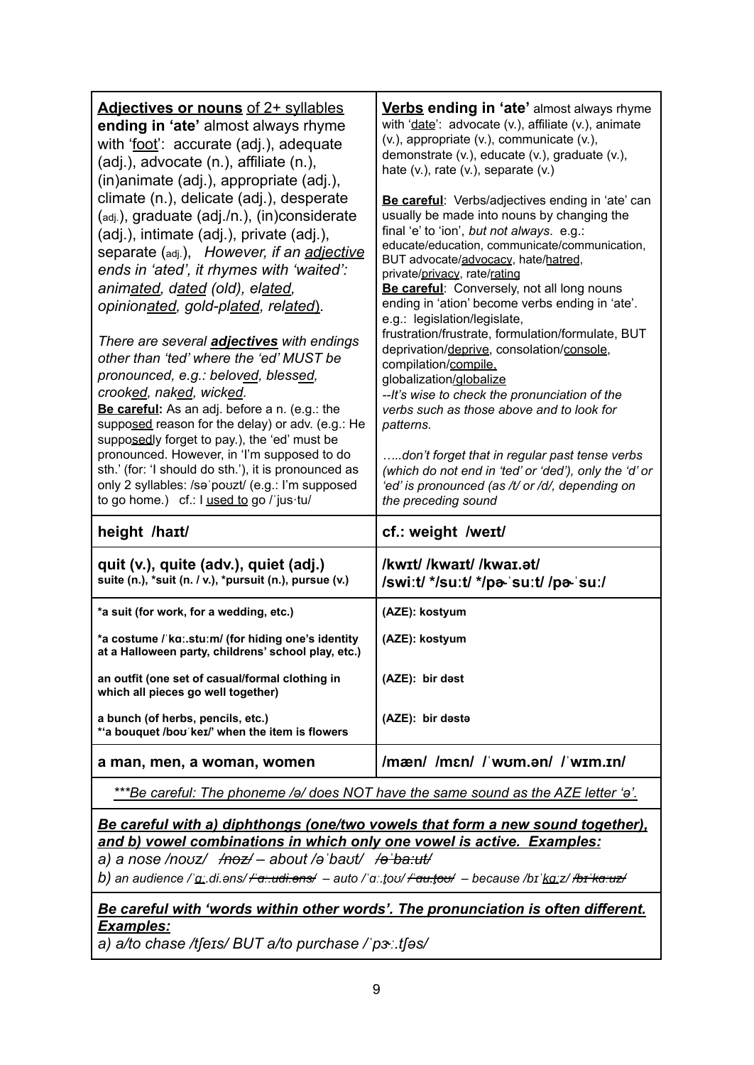| **Adjectives or nouns** of 2+ syllables **ending in 'ate'** almost always rhyme with '<u>foot</u>': accurate (adj.), adequate (adj.), advocate (n.), affiliate (n.), (in)animate (adj.), appropriate (adj.), climate (n.), delicate (adj.), desperate (adj.), graduate (adj./n.), (in)considerate (adj.), intimate (adj.), private (adj.), separate (adj.), *However, if an <u>adjective</u> ends in 'ated', it rhymes with 'waited': anim<u>ated</u>, d<u>ated</u> (old), el<u>ated</u>, opinion<u>ated</u>, gold-pl<u>ated</u>, rel<u>ated</u>*).<br><br>*There are several **adjectives** with endings other than 'ted' where the 'ed' MUST be pronounced, e.g.: belov<u>ed</u>, bless<u>ed</u>, crook<u>ed</u>, nak<u>ed</u>, wick<u>ed</u>.*<br>**<u>Be careful</u>:** As an adj. before a n. (e.g.: the suppo<u>sed</u> reason for the delay) or adv. (e.g.: He suppo<u>sed</u>ly forget to pay.), the 'ed' must be pronounced. However, in 'I'm supposed to do sth.' (for: 'I should do sth.'), it is pronounced as only 2 syllables: /səˈpoʊzt/ (e.g.: I'm supposed to go home.) cf.: I <u>used to</u> go /ˈjus·tu/ | **<u>Verbs</u> ending in 'ate'** almost always rhyme with '<u>date</u>': advocate (v.), affiliate (v.), animate (v.), appropriate (v.), communicate (v.), demonstrate (v.), educate (v.), graduate (v.), hate (v.), rate (v.), separate (v.)<br><br>**<u>Be careful</u>**: Verbs/adjectives ending in 'ate' can usually be made into nouns by changing the final 'e' to 'ion', *but not always*. e.g.: educate/education, communicate/communication, BUT advocate/<u>advocacy</u>, hate/<u>hatred</u>, private/<u>privacy</u>, rate/<u>rating</u><br>**<u>Be careful</u>**: Conversely, not all long nouns ending in 'ation' become verbs ending in 'ate'. e.g.: legislation/legislate, frustration/frustrate, formulation/formulate, BUT deprivation/<u>deprive</u>, consolation/<u>console</u>, compilation/<u>compile</u>, globalization/<u>globalize</u><br>*--It's wise to check the pronunciation of the verbs such as those above and to look for patterns.*<br><br>*.....don't forget that in regular past tense verbs (which do not end in 'ted' or 'ded'), only the 'd' or 'ed' is pronounced (as /t/ or /d/, depending on the preceding sound* |
|---|---|
| **height /haɪt/** | **cf.: weight /weɪt/** |
| **quit (v.), quite (adv.), quiet (adj.)**<br>**suite (n.), \*suit (n. / v.), \*pursuit (n.), pursue (v.)** | **/kwɪt/ /kwaɪt/ /kwaɪ.ət/**<br>**/swiːt/ \*/suːt/ \*/pɚˈsuːt/ /pɚˈsuː/** |
| **\*a suit (for work, for a wedding, etc.)**<br><br>**\*a costume /ˈkɑː.stuːm/ (for hiding one's identity at a Halloween party, childrens' school play, etc.)**<br><br>**an outfit (one set of casual/formal clothing in which all pieces go well together)**<br><br>**a bunch (of herbs, pencils, etc.)**<br>**\*'a bouquet /boʊˈkeɪ/' when the item is flowers** | **(AZE): kostyum**<br><br>**(AZE): kostyum**<br><br><br>**(AZE): bir dəst**<br><br><br>**(AZE): bir dəstə** |
| **a man, men, a woman, women** | **/mæn/ /mɛn/ /ˈwʊm.ən/ /ˈwɪm.ɪn/** |

*<u>\*\*\*Be careful: The phoneme /ə/ does NOT have the same sound as the AZE letter 'ə'.</u>*

***<u>Be careful with a) diphthongs (one/two vowels that form a new sound together), and b) vowel combinations in which only one vowel is active. Examples:</u>***

*a) a nose /noʊz/ ~~/noz/~~ – about /əˈbaʊt/ ~~/əˈbaːut/~~*

*b) an audience /ˈɑː.di.əns/ ~~/ˈɑ..udi.əns/~~ – auto /ˈɑː.t̬oʊ/ ~~/ˈau.t̬oʊ/~~ – because /bɪˈkɑːz/ ~~/bɪˈkɑuz/~~*

***<u>Be careful with 'words within other words'. The pronunciation is often different. Examples:</u>***

*a) a/to chase /tʃeɪs/ BUT a/to purchase /ˈpɝː.tʃəs/*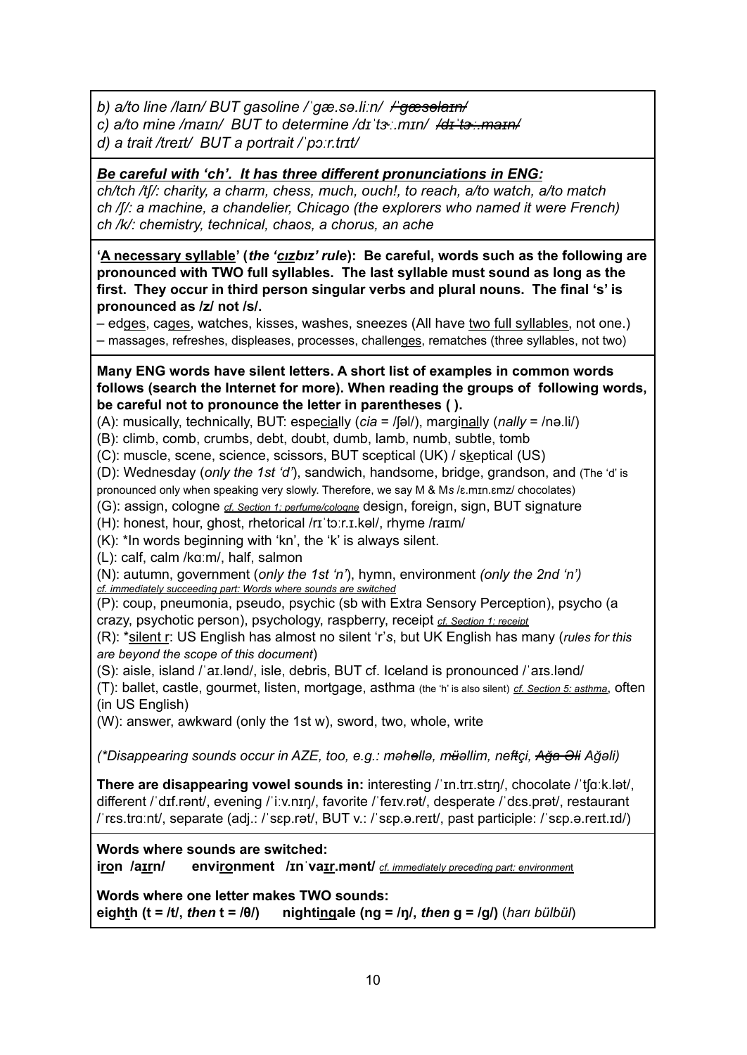*b) a/to line /laɪn/ BUT gasoline /ˈgæ.sə.liːn/ ~~/ˈgæsəlaɪn/~~*
*c) a/to mine /maɪn/ BUT to determine /dɪˈtɝː.mɪn/ ~~/dɪˈtɝː.maɪn/~~*
*d) a trait /treɪt/ BUT a portrait /ˈpɔːr.trɪt/*

***<u>Be careful with 'ch'. It has three different pronunciations in ENG:</u>***
*ch/tch /tʃ/: charity, a charm, chess, much, ouch!, to reach, a/to watch, a/to match*
*ch /ʃ/: a machine, a chandelier, Chicago (the explorers who named it were French)*
*ch /k/: chemistry, technical, chaos, a chorus, an ache*

**'<u>A necessary syllable</u>' (*the '<u>cız</u>bız' rule*): Be careful, words such as the following are pronounced with TWO full syllables. The last syllable must sound as long as the first. They occur in third person singular verbs and plural nouns. The final 's' is pronounced as /z/ not /s/.**
– ed<u>ges</u>, ca<u>ges</u>, watches, kisses, washes, sneezes (All have <u>two full syllables</u>, not one.)
– massages, refreshes, displeases, processes, challen<u>ges</u>, rematches (three syllables, not two)

**Many ENG words have silent letters. A short list of examples in common words follows (search the Internet for more). When reading the groups of following words, be careful not to pronounce the letter in parentheses ( ).**
(A): musically, technically, BUT: espe<u>cia</u>lly (*cia* = /ʃəl/), margi<u>nall</u>y (*nally* = /nə.li/)
(B): climb, comb, crumbs, debt, doubt, dumb, lamb, numb, subtle, tomb
(C): muscle, scene, science, scissors, BUT sceptical (UK) / s<u>k</u>eptical (US)
(D): Wednesday (*only the 1st 'd'*), sandwich, handsome, bridge, grandson, and (The 'd' is pronounced only when speaking very slowly. Therefore, we say M & M*s* /ɛ.mɪn.ɛmz/ chocolates)
(G): assign, cologne *<u>cf. Section 1: perfume/cologne</u>* design, foreign, sign, BUT si<u>g</u>nature
(H): honest, hour, ghost, rhetorical /rɪˈtɔːr.ɪ.kəl/, rhyme /raɪm/
(K): *In words beginning with 'kn', the 'k' is always silent.
(L): calf, calm /kɑːm/, half, salmon
(N): autumn, government (*only the 1st 'n'*), hymn, environment *(only the 2nd 'n')*
*<u>cf. immediately succeeding part: Words where sounds are switched</u>*
(P): coup, pneumonia, pseudo, psychic (sb with Extra Sensory Perception), psycho (a crazy, psychotic person), psychology, raspberry, receipt *<u>cf. Section 1: receipt</u>*
(R): *<u>silent r</u>: US English has almost no silent 'r'*s*, but UK English has many (*rules for this are beyond the scope of this document*)
(S): aisle, island /ˈaɪ.lənd/, isle, debris, BUT cf. Iceland is pronounced /ˈaɪs.lənd/
(T): ballet, castle, gourmet, listen, mortgage, asthma (the 'h' is also silent) *<u>cf. Section 5: asthma</u>*, often (in US English)
(W): answer, awkward (only the 1st w), sword, two, whole, write

*(*Disappearing sounds occur in AZE, too, e.g.: məhəllə, müəllim, neftçi, ~~Ağa Əli~~ Ağəli)*

**There are disappearing vowel sounds in:** interesting /ˈɪn.trɪ.stɪŋ/, chocolate /ˈtʃɑːk.lət/, different /ˈdɪf.rənt/, evening /ˈiːv.nɪŋ/, favorite /ˈfeɪv.rət/, desperate /ˈdɛs.prət/, restaurant /ˈrɛs.trɑːnt/, separate (adj.: /ˈsɛp.rət/, BUT v.: /ˈsɛp.ə.reɪt/, past participle: /ˈsɛp.ə.reɪt.ɪd/)

**Words where sounds are switched:**
**i<u>ro</u>n /a<u>ɪr</u>n/ envi<u>ro</u>nment /ɪnˈva<u>ɪr</u>.mənt/** *<u>cf. immediately preceding part: environment</u>*

**Words where one letter makes TWO sounds:**
**eigh<u>t</u>h (t = /t/, *then* t = /θ/) nighti<u>ng</u>ale (ng = /ŋ/, *then* g = /g/)** (*harı bülbül*)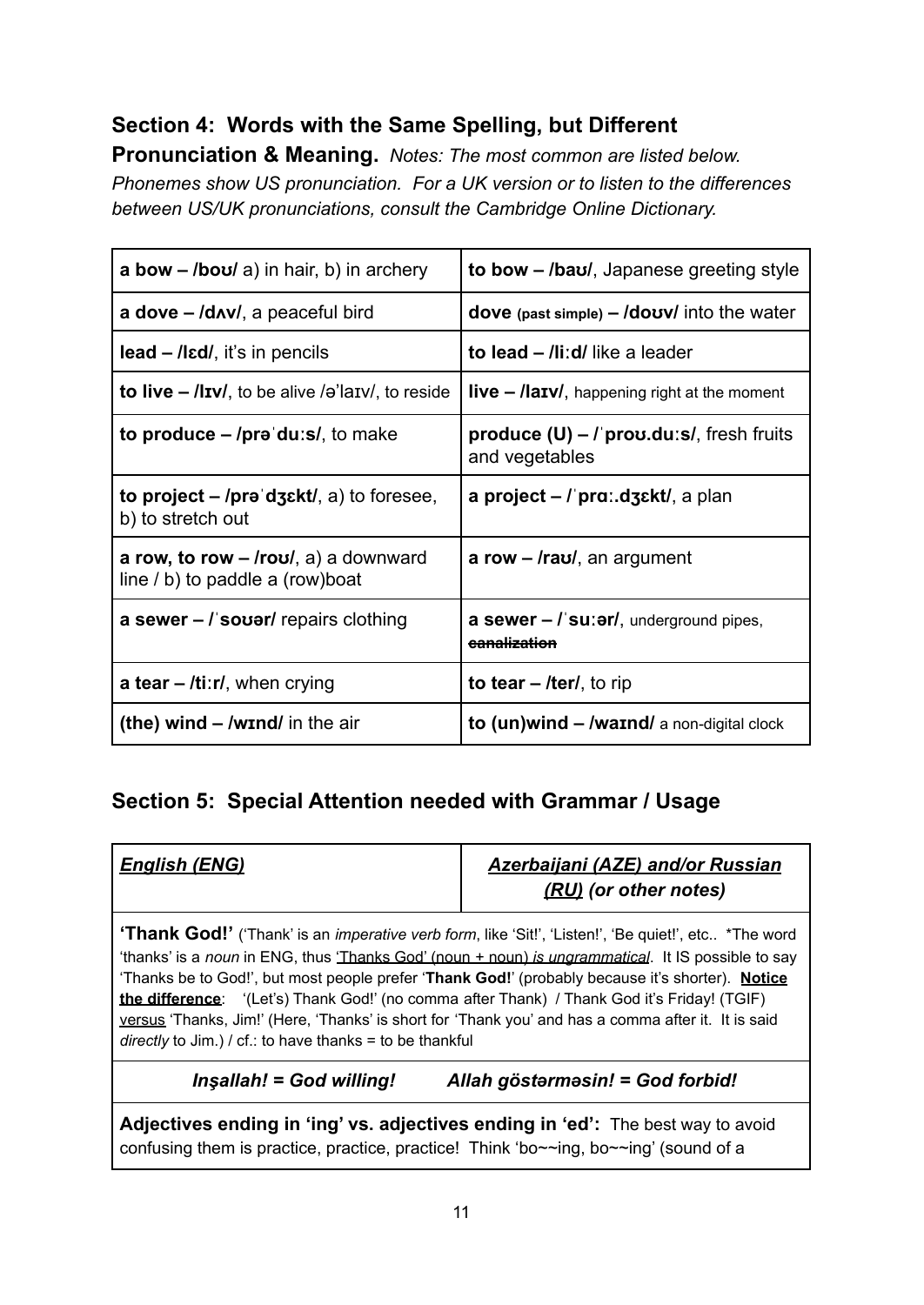## Section 4: Words with the Same Spelling, but Different Pronunciation & Meaning.

*Notes: The most common are listed below. Phonemes show US pronunciation. For a UK version or to listen to the differences between US/UK pronunciations, consult the Cambridge Online Dictionary.*

| | |
|---|---|
| **a bow – /boʊ/** a) in hair, b) in archery | **to bow – /baʊ/**, Japanese greeting style |
| **a dove – /dʌv/**, a peaceful bird | **dove** (past simple) **– /doʊv/** into the water |
| **lead – /lɛd/**, it's in pencils | **to lead – /liːd/** like a leader |
| **to live – /lɪv/**, to be alive /ə'laɪv/, to reside | **live – /laɪv/**, happening right at the moment |
| **to produce – /prəˈduːs/**, to make | **produce (U) – /ˈproʊ.duːs/**, fresh fruits and vegetables |
| **to project – /prəˈdʒɛkt/**, a) to foresee, b) to stretch out | **a project – /ˈprɑː.dʒɛkt/**, a plan |
| **a row, to row – /roʊ/**, a) a downward line / b) to paddle a (row)boat | **a row – /raʊ/**, an argument |
| **a sewer – /ˈsoʊər/** repairs clothing | **a sewer – /ˈsuːər/**, underground pipes, ~~canalization~~ |
| **a tear – /tiːr/**, when crying | **to tear – /ter/**, to rip |
| **(the) wind – /wɪnd/** in the air | **to (un)wind – /waɪnd/** a non-digital clock |

## Section 5: Special Attention needed with Grammar / Usage

| ***English (ENG)*** | ***Azerbaijani (AZE) and/or Russian (RU) (or other notes)*** |
|---|---|
| **'Thank God!'** ('Thank' is an *imperative verb form*, like 'Sit!', 'Listen!', 'Be quiet!', etc.. *The word 'thanks' is a *noun* in ENG, thus 'Thanks God' (noun + noun) *is ungrammatical*. It IS possible to say 'Thanks be to God!', but most people prefer '**Thank God!**' (probably because it's shorter). **Notice the difference**: '(Let's) Thank God!' (no comma after Thank) / Thank God it's Friday! (TGIF) versus 'Thanks, Jim!' (Here, 'Thanks' is short for 'Thank you' and has a comma after it. It is said *directly* to Jim.) / cf.: to have thanks = to be thankful | |
| ***Inşallah! = God willing!*** ***Allah göstərməsin! = God forbid!*** | |
| **Adjectives ending in 'ing' vs. adjectives ending in 'ed':** The best way to avoid confusing them is practice, practice, practice! Think 'bo~~ing, bo~~ing' (sound of a | |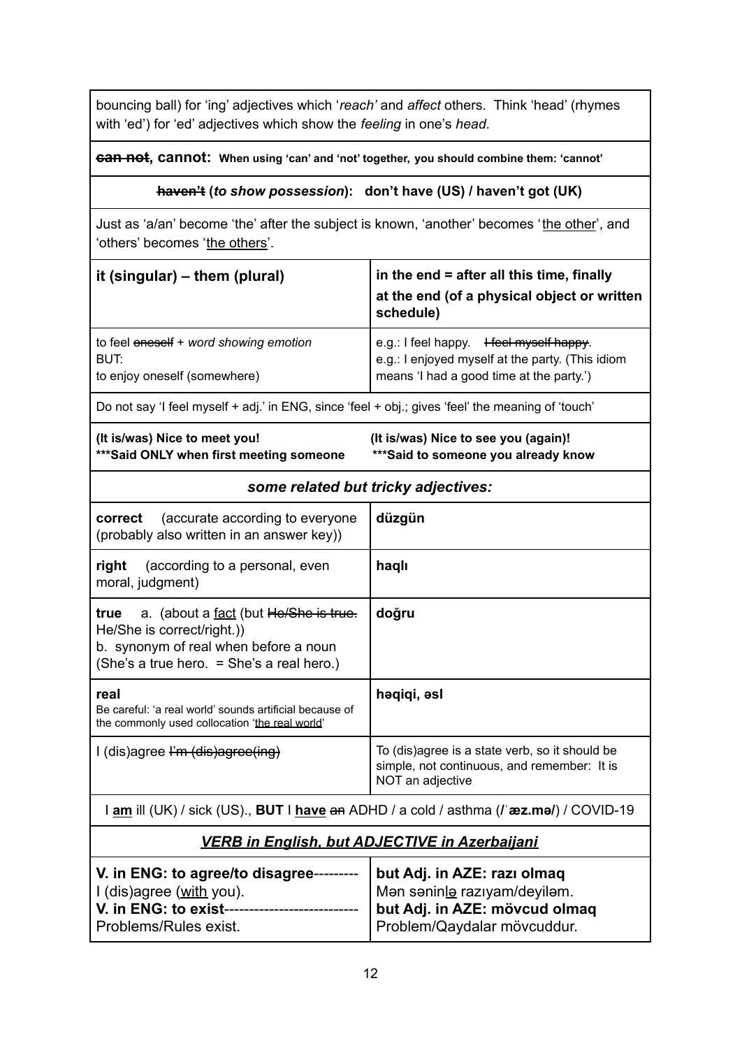bouncing ball) for 'ing' adjectives which '*reach'* and *affect* others. Think 'head' (rhymes with 'ed') for 'ed' adjectives which show the *feeling* in one's *head*.

**~~can not~~, cannot:** **When using 'can' and 'not' together, you should combine them: 'cannot'**

**~~haven't~~ (*to show possession*): don't have (US) / haven't got (UK)**

Just as 'a/an' become 'the' after the subject is known, 'another' becomes '<u>the other</u>', and 'others' becomes '<u>the others</u>'.

| **it (singular) – them (plural)** | **in the end = after all this time, finally**<br>**at the end (of a physical object or written schedule)** |
|---|---|
| to feel ~~oneself~~ + *word showing emotion*<br>BUT:<br>to enjoy oneself (somewhere) | e.g.: I feel happy. ~~I feel myself happy~~.<br>e.g.: I enjoyed myself at the party. (This idiom means 'I had a good time at the party.') |

Do not say 'I feel myself + adj.' in ENG, since 'feel + obj.; gives 'feel' the meaning of 'touch'

**(It is/was) Nice to meet you!**
**\*\*\*Said ONLY when first meeting someone**

**(It is/was) Nice to see you (again)!**
**\*\*\*Said to someone you already know**

### *some related but tricky adjectives:*

| | |
|---|---|
| **correct** (accurate according to everyone (probably also written in an answer key)) | **düzgün** |
| **right** (according to a personal, even moral, judgment) | **haqlı** |
| **true** a. (about a <u>fact</u> (but ~~He/She is true.~~ He/She is correct/right.))<br>b. synonym of real when before a noun (She's a true hero. = She's a real hero.) | **doğru** |
| **real**<br>Be careful: 'a real world' sounds artificial because of the commonly used collocation '<u>the real world</u>' | **həqiqi, əsl** |
| I (dis)agree ~~I'm (dis)agree(ing)~~ | To (dis)agree is a state verb, so it should be simple, not continuous, and remember: It is NOT an adjective |

I **<u>am</u>** ill (UK) / sick (US)., **BUT** I **<u>have</u>** ~~an~~ ADHD / a cold / asthma (/ˈ**æz.mə/**) / COVID-19

### ***<u>VERB in English, but ADJECTIVE in Azerbaijani</u>***

| | |
|---|---|
| **V. in ENG: to agree/to disagree**---------<br>I (dis)agree (<u>with</u> you).<br>**V. in ENG: to exist**---------------------------<br>Problems/Rules exist. | **but Adj. in AZE: razı olmaq**<br>Mən sənin<u>lə</u> razıyam/deyiləm.<br>**but Adj. in AZE: mövcud olmaq**<br>Problem/Qaydalar mövcuddur. |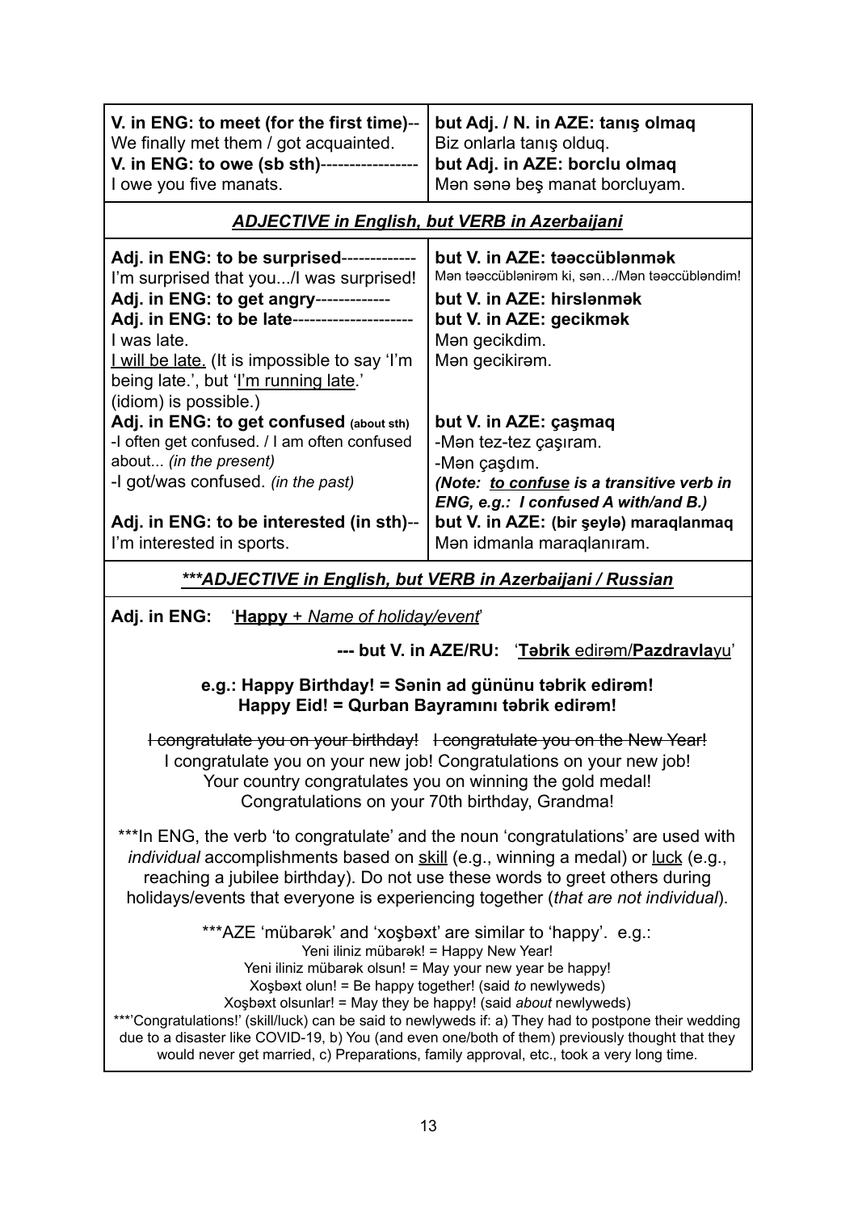| **V. in ENG: to meet (for the first time)**-- We finally met them / got acquainted. | **but Adj. / N. in AZE: tanış olmaq** Biz onlarla tanış olduq. |
|---|---|
| **V. in ENG: to owe (sb sth)**---------------- I owe you five manats. | **but Adj. in AZE: borclu olmaq** Mən sənə beş manat borcluyam. |

### *ADJECTIVE in English, but VERB in Azerbaijani*

| | |
|---|---|
| **Adj. in ENG: to be surprised**------------- I'm surprised that you.../I was surprised! | **but V. in AZE: təəccüblənmək** Mən təəccüblənirəm ki, sən…/Mən təəccübləndim! |
| **Adj. in ENG: to get angry**------------- | **but V. in AZE: hirslənmək** |
| **Adj. in ENG: to be late**-------------------- I was late. <u>I will be late.</u> (It is impossible to say 'I'm being late.', but '<u>I'm running late</u>.' (idiom) is possible.) | **but V. in AZE: gecikmək** Mən gecikdim. Mən gecikirəm. |
| **Adj. in ENG: to get confused** (about sth) -I often get confused. / I am often confused about... *(in the present)* -I got/was confused. *(in the past)* | **but V. in AZE: çaşmaq** -Mən tez-tez çaşıram. -Mən çaşdım. ***(Note: <u>to confuse</u> is a transitive verb in ENG, e.g.: I confused A with/and B.)*** |
| **Adj. in ENG: to be interested (in sth)**-- I'm interested in sports. | **but V. in AZE: (bir şeylə) maraqlanmaq** Mən idmanla maraqlanıram. |

### *\*\*\*ADJECTIVE in English, but VERB in Azerbaijani / Russian*

**Adj. in ENG:** '**<u>Happy</u>** + *Name of holiday/event*'

**--- but V. in AZE/RU:** '**<u>Təbrik</u>** edirəm/**Pazdravla**yu'

**e.g.: Happy Birthday! = Sənin ad gününu təbrik edirəm!**
**Happy Eid! = Qurban Bayramını təbrik edirəm!**

~~I congratulate you on your birthday!~~ ~~I congratulate you on the New Year!~~
I congratulate you on your new job! Congratulations on your new job!
Your country congratulates you on winning the gold medal!
Congratulations on your 70th birthday, Grandma!

***In ENG, the verb 'to congratulate' and the noun 'congratulations' are used with *individual* accomplishments based on <u>skill</u> (e.g., winning a medal) or <u>luck</u> (e.g., reaching a jubilee birthday). Do not use these words to greet others during holidays/events that everyone is experiencing together (*that are not individual*).

***AZE 'mübarək' and 'xoşbəxt' are similar to 'happy'. e.g.:
Yeni iliniz mübarək! = Happy New Year!
Yeni iliniz mübarək olsun! = May your new year be happy!
Xoşbəxt olun! = Be happy together! (said *to* newlyweds)
Xoşbəxt olsunlar! = May they be happy! (said *about* newlyweds)
***'Congratulations!' (skill/luck) can be said to newlyweds if: a) They had to postpone their wedding due to a disaster like COVID-19, b) You (and even one/both of them) previously thought that they would never get married, c) Preparations, family approval, etc., took a very long time.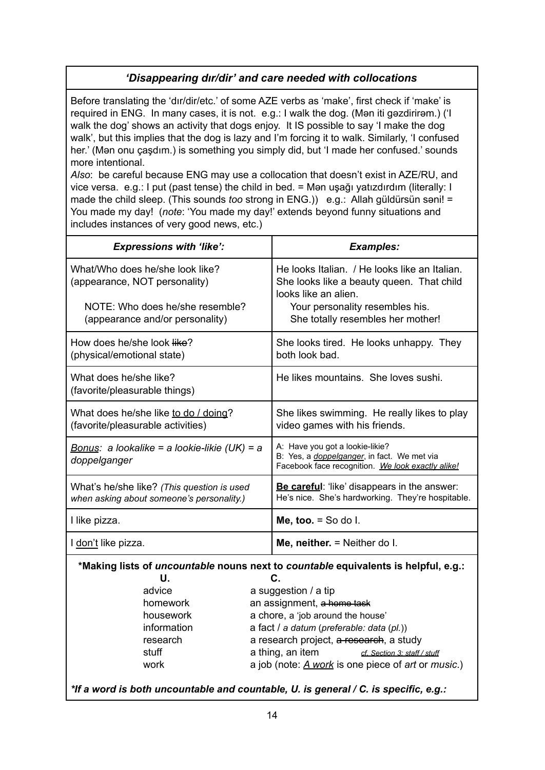### *'Disappearing dır/dir' and care needed with collocations*

Before translating the 'dır/dir/etc.' of some AZE verbs as 'make', first check if 'make' is required in ENG. In many cases, it is not. e.g.: I walk the dog. (Mən iti gəzdirirəm.) ('I walk the dog' shows an activity that dogs enjoy. It IS possible to say 'I make the dog walk', but this implies that the dog is lazy and I'm forcing it to walk. Similarly, 'I confused her.' (Mən onu çaşdım.) is something you simply did, but 'I made her confused.' sounds more intentional.

*Also*: be careful because ENG may use a collocation that doesn't exist in AZE/RU, and vice versa. e.g.: I put (past tense) the child in bed. = Mən uşağı yatızdırdım (literally: I made the child sleep. (This sounds *too* strong in ENG.)) e.g.: Allah güldürsün səni! = You made my day! (*note*: 'You made my day!' extends beyond funny situations and includes instances of very good news, etc.)

| ***Expressions with 'like':*** | ***Examples:*** |
|---|---|
| What/Who does he/she look like? (appearance, NOT personality)<br><br>NOTE: Who does he/she resemble? (appearance and/or personality) | He looks Italian. / He looks like an Italian. She looks like a beauty queen. That child looks like an alien.<br><br>Your personality resembles his. She totally resembles her mother! |
| How does he/she look ~~like~~? (physical/emotional state) | She looks tired. He looks unhappy. They both look bad. |
| What does he/she like? (favorite/pleasurable things) | He likes mountains. She loves sushi. |
| What does he/she like <u>to do / doing</u>? (favorite/pleasurable activities) | She likes swimming. He really likes to play video games with his friends. |
| *<u>Bonus</u>: a lookalike = a lookie-likie (UK) = a doppelganger* | A: Have you got a lookie-likie?<br>B: Yes, a *<u>doppelganger</u>*, in fact. We met via Facebook face recognition. *<u>We look exactly alike!</u>* |
| What's he/she like? *(This question is used when asking about someone's personality.)* | **<u>Be careful</u>**: 'like' disappears in the answer: He's nice. She's hardworking. They're hospitable. |
| I like pizza. | **Me, too.** = So do I. |
| I <u>don't</u> like pizza. | **Me, neither.** = Neither do I. |

**\*Making lists of *uncountable* nouns next to *countable* equivalents is helpful, e.g.:**

| U. | C. |
|---|---|
| advice | a suggestion / a tip |
| homework | an assignment, ~~a home task~~ |
| housework | a chore, a 'job around the house' |
| information | a fact / *a datum* (*preferable: data* (*pl.*)) |
| research | a research project, ~~a research~~, a study |
| stuff | a thing, an item *<u>cf. Section 3: staff / stuff</u>* |
| work | a job (note: *<u>A work</u>* is one piece of *art* or *music*.) |

***If a word is both uncountable and countable, U. is general / C. is specific, e.g.:***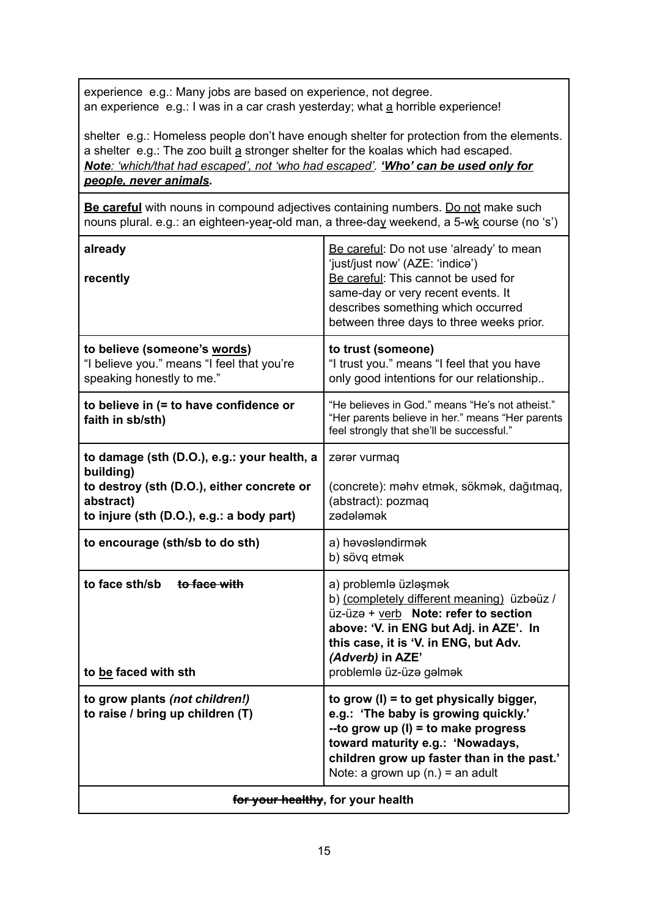| | |
|---|---|
| experience e.g.: Many jobs are based on experience, not degree.<br>an experience e.g.: I was in a car crash yesterday; what <u>a</u> horrible experience!<br><br>shelter e.g.: Homeless people don't have enough shelter for protection from the elements.<br>a shelter e.g.: The zoo built <u>a</u> stronger shelter for the koalas which had escaped.<br>***<u>Note</u>****<u>: 'which/that had escaped', not 'who had escaped'.</u>* ***<u>'Who' can be used only for people, never animals</u>.*** | |
| **<u>Be careful</u>** with nouns in compound adjectives containing numbers. <u>Do not</u> make such nouns plural. e.g.: an eighteen-yea<u>r</u>-old man, a three-da<u>y</u> weekend, a 5-w<u>k</u> course (no 's') | |
| **already**<br><br>**recently** | <u>Be careful</u>: Do not use 'already' to mean 'just/just now' (AZE: 'indicə')<br><u>Be careful</u>: This cannot be used for same-day or very recent events. It describes something which occurred between three days to three weeks prior. |
| **to believe (someone's <u>words</u>)**<br>"I believe you." means "I feel that you're speaking honestly to me." | **to trust (someone)**<br>"I trust you." means "I feel that you have only good intentions for our relationship.. |
| **to believe in (= to have confidence or faith in sb/sth)** | "He believes in God." means "He's not atheist."<br>"Her parents believe in her." means "Her parents feel strongly that she'll be successful." |
| **to damage (sth (D.O.), e.g.: your health, a building)**<br>**to destroy (sth (D.O.), either concrete or abstract)**<br>**to injure (sth (D.O.), e.g.: a body part)** | zərər vurmaq<br><br>(concrete): məhv etmək, sökmək, dağıtmaq,<br>(abstract): pozmaq<br>zədələmək |
| **to encourage (sth/sb to do sth)** | a) həvəsləndirmək<br>b) sövq etmək |
| **to face sth/sb** ~~**to face with**~~<br><br><br><br><br>**to <u>be</u> faced with sth** | a) problemlə üzləşmək<br>b) <u>(completely different meaning)</u> üzbəüz / üz-üzə + <u>verb</u> **Note: refer to section above: 'V. in ENG but Adj. in AZE'. In this case, it is 'V. in ENG, but Adv. *(Adverb)* in AZE'**<br>problemlə üz-üzə gəlmək |
| **to grow plants *(not children!)***<br>**to raise / bring up children (T)** | **to grow (I) = to get physically bigger, e.g.: 'The baby is growing quickly.'**<br>**--to grow up (I) = to make progress toward maturity e.g.: 'Nowadays, children grow up faster than in the past.'**<br>Note: a grown up (n.) = an adult |
| ~~**for your healthy**~~**, for your health** | |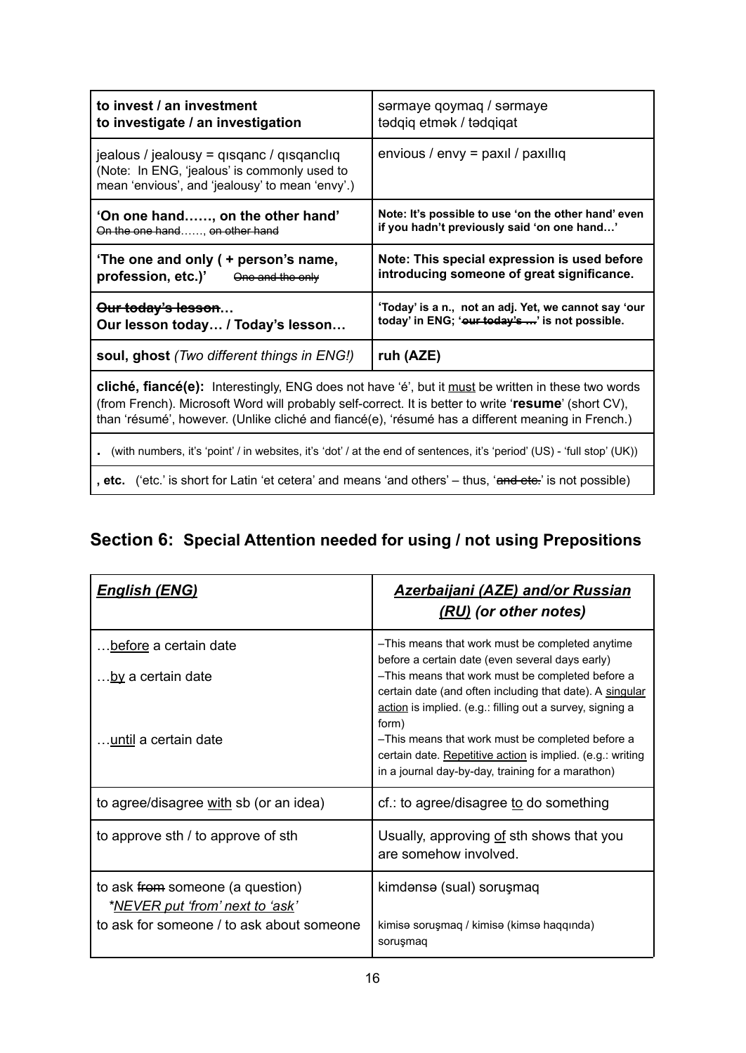| **to invest / an investment**<br>**to investigate / an investigation** | sərmaye qoymaq / sərmaye<br>tədqiq etmək / tədqiqat |
|---|---|
| jealous / jealousy = qısqanc / qısqanclıq<br>(Note: In ENG, 'jealous' is commonly used to mean 'envious', and 'jealousy' to mean 'envy'.) | envious / envy = paxıl / paxıllıq |
| **'On one hand……, on the other hand'**<br>~~On the one hand……, on other hand~~ | **Note: It's possible to use 'on the other hand' even if you hadn't previously said 'on one hand…'** |
| **'The one and only ( + person's name, profession, etc.)'** ~~One and the only~~ | **Note: This special expression is used before introducing someone of great significance.** |
| ~~**Our today's lesson**~~**…**<br>**Our lesson today… / Today's lesson…** | **'Today' is a n., not an adj. Yet, we cannot say 'our today' in ENG; '~~our today's …~~' is not possible.** |
| **soul, ghost** *(Two different things in ENG!)* | **ruh (AZE)** |
| **cliché, fiancé(e):** Interestingly, ENG does not have 'é', but it <u>must</u> be written in these two words (from French). Microsoft Word will probably self-correct. It is better to write '**resume**' (short CV), than 'résumé', however. (Unlike cliché and fiancé(e), 'résumé has a different meaning in French.) | |
| **.** (with numbers, it's 'point' / in websites, it's 'dot' / at the end of sentences, it's 'period' (US) - 'full stop' (UK)) | |
| **, etc.** ('etc.' is short for Latin 'et cetera' and means 'and others' – thus, '~~and etc.~~' is not possible) | |

## Section 6: Special Attention needed for using / not using Prepositions

| ***<u>English (ENG)</u>*** | ***<u>Azerbaijani (AZE) and/or Russian (RU)</u> (or other notes)*** |
|---|---|
| …<u>before</u> a certain date<br><br>…<u>by</u> a certain date<br><br>…<u>until</u> a certain date | –This means that work must be completed anytime before a certain date (even several days early)<br>–This means that work must be completed before a certain date (and often including that date). A <u>singular action</u> is implied. (e.g.: filling out a survey, signing a form)<br>–This means that work must be completed before a certain date. <u>Repetitive action</u> is implied. (e.g.: writing in a journal day-by-day, training for a marathon) |
| to agree/disagree <u>with</u> sb (or an idea) | cf.: to agree/disagree <u>to</u> do something |
| to approve sth / to approve of sth | Usually, approving <u>of</u> sth shows that you are somehow involved. |
| to ask ~~from~~ someone (a question)<br>*\*<u>NEVER put 'from' next to 'ask'</u>*<br>to ask for someone / to ask about someone | kimdənsə (sual) soruşmaq<br><br>kimisə soruşmaq / kimisə (kimsə haqqında) soruşmaq |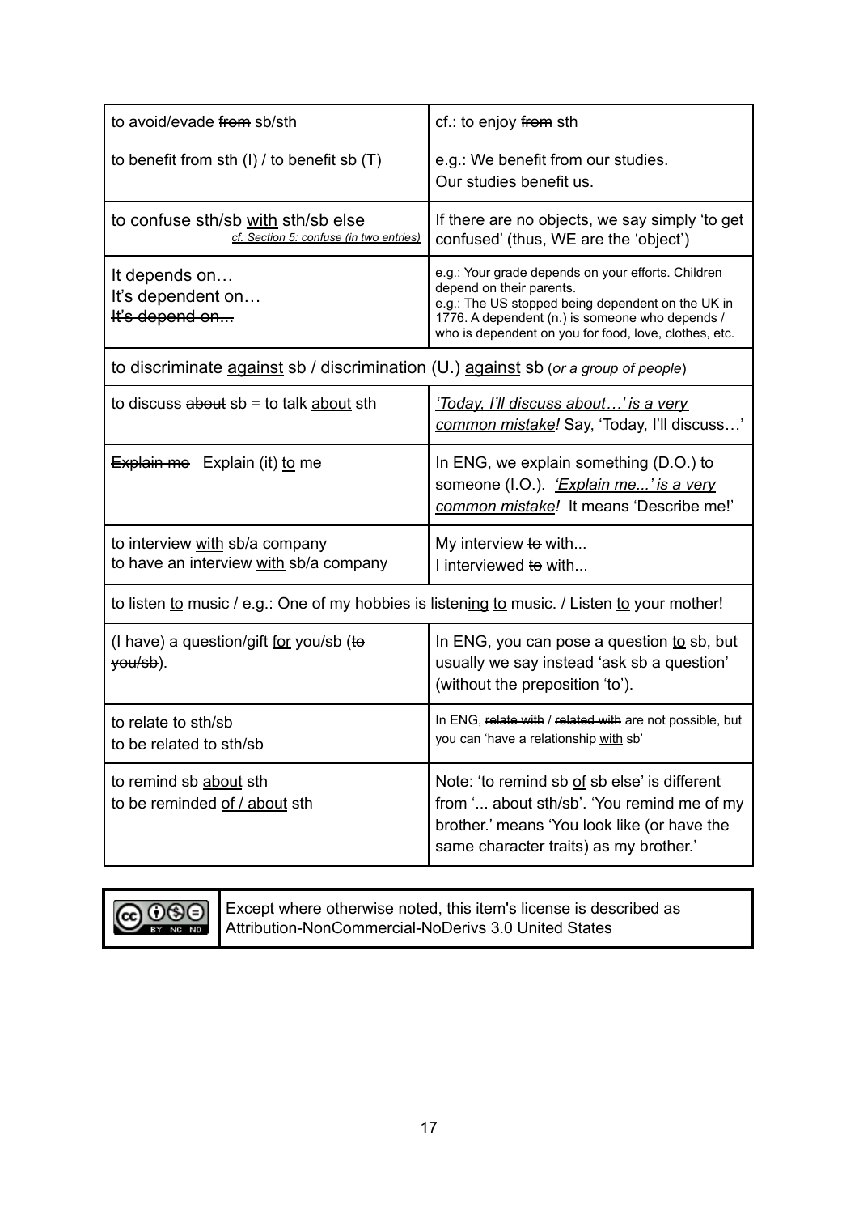| | |
|---|---|
| to avoid/evade ~~from~~ sb/sth | cf.: to enjoy ~~from~~ sth |
| to benefit <u>from</u> sth (I) / to benefit sb (T) | e.g.: We benefit from our studies.<br>Our studies benefit us. |
| to confuse sth/sb <u>with</u> sth/sb else<br>*<u>cf. Section 5: confuse (in two entries)</u>* | If there are no objects, we say simply 'to get confused' (thus, WE are the 'object') |
| It depends on…<br>It's dependent on…<br>~~It's depend on...~~ | e.g.: Your grade depends on your efforts. Children depend on their parents.<br>e.g.: The US stopped being dependent on the UK in 1776. A dependent (n.) is someone who depends / who is dependent on you for food, love, clothes, etc. |
| to discriminate <u>against</u> sb / discrimination (U.) <u>against</u> sb (*or a group of people*) | |
| to discuss ~~about~~ sb = to talk <u>about</u> sth | *<u>'Today, I'll discuss about…' is a very common mistake!</u>* Say, 'Today, I'll discuss…' |
| ~~Explain me~~ Explain (it) <u>to</u> me | In ENG, we explain something (D.O.) to someone (I.O.). *<u>'Explain me...' is a very common mistake!</u>* It means 'Describe me!' |
| to interview <u>with</u> sb/a company<br>to have an interview <u>with</u> sb/a company | My interview ~~to~~ with...<br>I interviewed ~~to~~ with... |
| to listen <u>to</u> music / e.g.: One of my hobbies is listen<u>ing</u> <u>to</u> music. / Listen <u>to</u> your mother! | |
| (I have) a question/gift <u>for</u> you/sb (~~to you/sb~~). | In ENG, you can pose a question <u>to</u> sb, but usually we say instead 'ask sb a question' (without the preposition 'to'). |
| to relate to sth/sb<br>to be related to sth/sb | In ENG, ~~relate with~~ / ~~related with~~ are not possible, but you can 'have a relationship <u>with</u> sb' |
| to remind sb <u>about</u> sth<br>to be reminded <u>of / about</u> sth | Note: 'to remind sb <u>of</u> sb else' is different from '... about sth/sb'. 'You remind me of my brother.' means 'You look like (or have the same character traits) as my brother.' |

Except where otherwise noted, this item's license is described as Attribution-NonCommercial-NoDerivs 3.0 United States